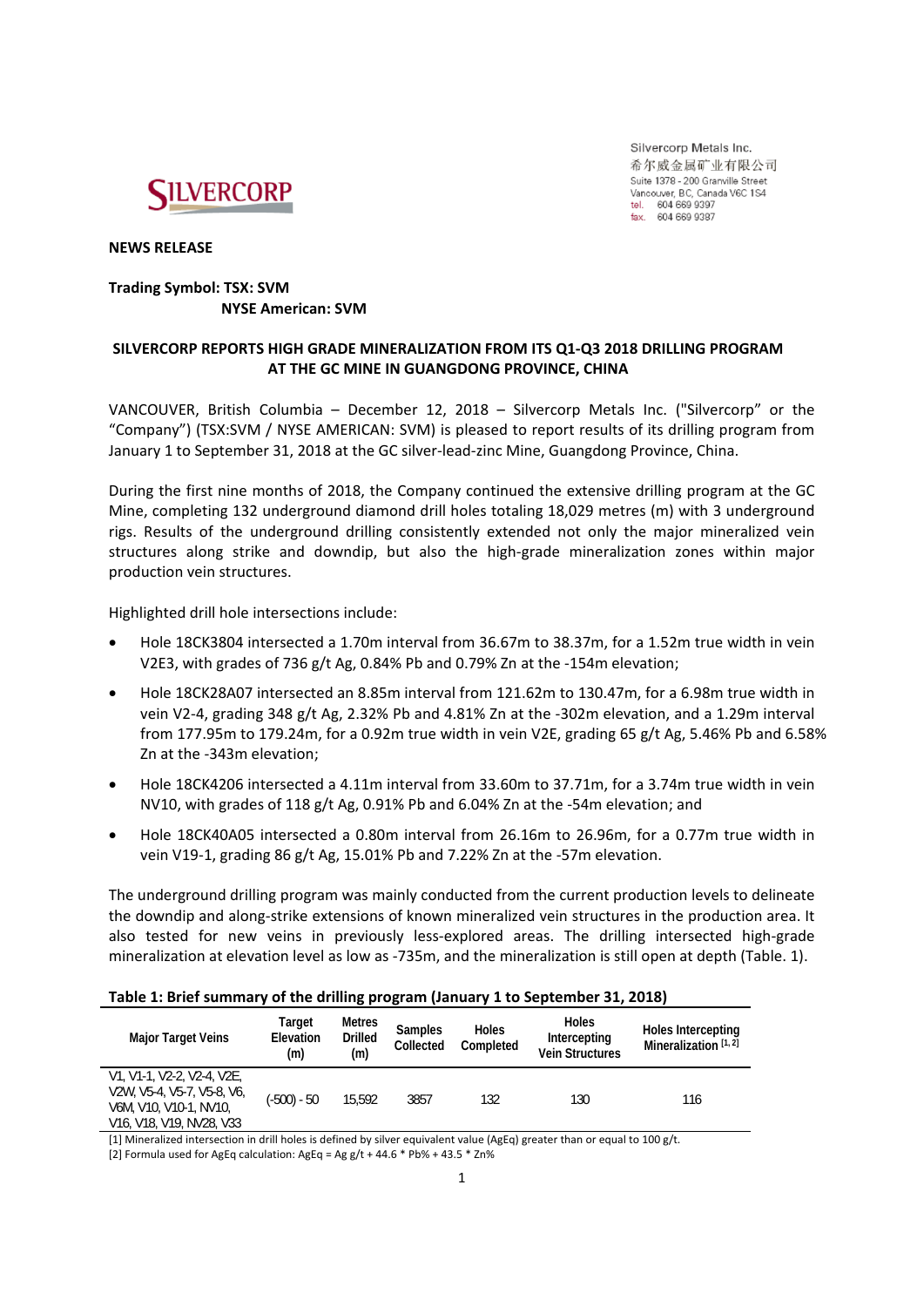Silvercorp Metals Inc.
希尔威金属矿业有限公司
Suite 1378 - 200 Granville Street
Vancouver, BC, Canada V6C 1S4
tel. 604 669 9397
fax. 604 669 9387

**NEWS RELEASE**

**Trading Symbol: TSX: SVM**
**NYSE American: SVM**

# SILVERCORP REPORTS HIGH GRADE MINERALIZATION FROM ITS Q1-Q3 2018 DRILLING PROGRAM AT THE GC MINE IN GUANGDONG PROVINCE, CHINA

VANCOUVER, British Columbia – December 12, 2018 – Silvercorp Metals Inc. ("Silvercorp" or the "Company") (TSX:SVM / NYSE AMERICAN: SVM) is pleased to report results of its drilling program from January 1 to September 31, 2018 at the GC silver-lead-zinc Mine, Guangdong Province, China.

During the first nine months of 2018, the Company continued the extensive drilling program at the GC Mine, completing 132 underground diamond drill holes totaling 18,029 metres (m) with 3 underground rigs. Results of the underground drilling consistently extended not only the major mineralized vein structures along strike and downdip, but also the high-grade mineralization zones within major production vein structures.

Highlighted drill hole intersections include:

- Hole 18CK3804 intersected a 1.70m interval from 36.67m to 38.37m, for a 1.52m true width in vein V2E3, with grades of 736 g/t Ag, 0.84% Pb and 0.79% Zn at the -154m elevation;
- Hole 18CK28A07 intersected an 8.85m interval from 121.62m to 130.47m, for a 6.98m true width in vein V2-4, grading 348 g/t Ag, 2.32% Pb and 4.81% Zn at the -302m elevation, and a 1.29m interval from 177.95m to 179.24m, for a 0.92m true width in vein V2E, grading 65 g/t Ag, 5.46% Pb and 6.58% Zn at the -343m elevation;
- Hole 18CK4206 intersected a 4.11m interval from 33.60m to 37.71m, for a 3.74m true width in vein NV10, with grades of 118 g/t Ag, 0.91% Pb and 6.04% Zn at the -54m elevation; and
- Hole 18CK40A05 intersected a 0.80m interval from 26.16m to 26.96m, for a 0.77m true width in vein V19-1, grading 86 g/t Ag, 15.01% Pb and 7.22% Zn at the -57m elevation.

The underground drilling program was mainly conducted from the current production levels to delineate the downdip and along-strike extensions of known mineralized vein structures in the production area. It also tested for new veins in previously less-explored areas. The drilling intersected high-grade mineralization at elevation level as low as -735m, and the mineralization is still open at depth (Table. 1).

**Table 1: Brief summary of the drilling program (January 1 to September 31, 2018)**

| Major Target Veins | Target Elevation (m) | Metres Drilled (m) | Samples Collected | Holes Completed | Holes Intercepting Vein Structures | Holes Intercepting Mineralization [1, 2] |
|---|---|---|---|---|---|---|
| V1, V1-1, V2-2, V2-4, V2E, V2W, V5-4, V5-7, V5-8, V6, V6M, V10, V10-1, NV10, V16, V18, V19, NV28, V33 | (-500) - 50 | 15,592 | 3857 | 132 | 130 | 116 |

[1] Mineralized intersection in drill holes is defined by silver equivalent value (AgEq) greater than or equal to 100 g/t.
[2] Formula used for AgEq calculation: AgEq = Ag g/t + 44.6 * Pb% + 43.5 * Zn%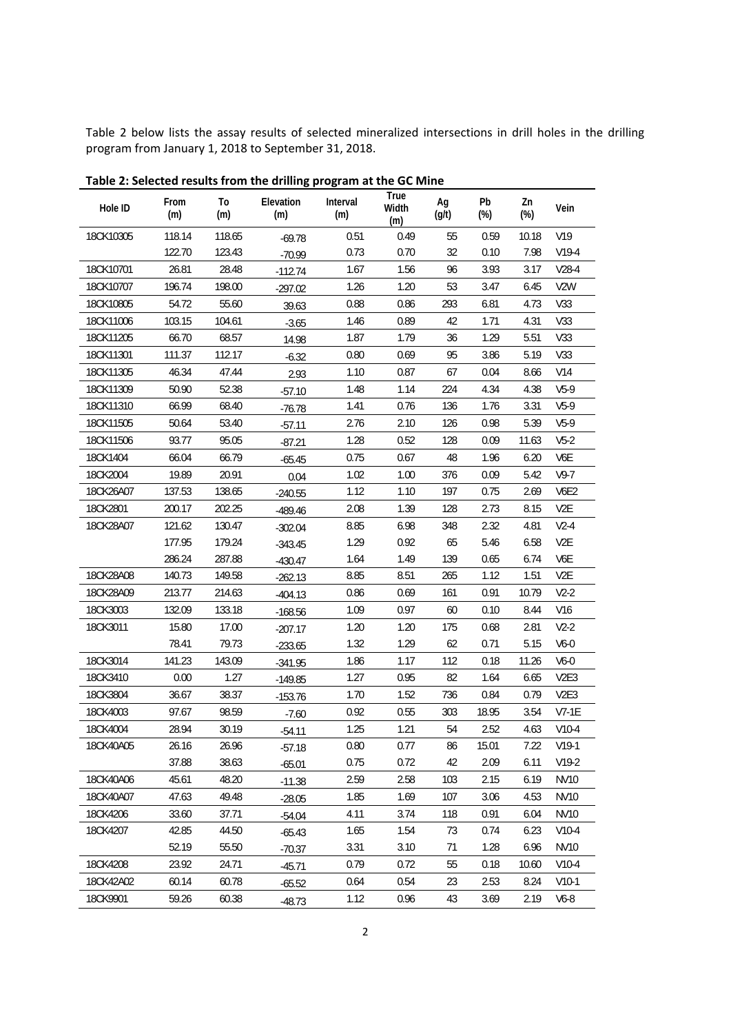Table 2 below lists the assay results of selected mineralized intersections in drill holes in the drilling program from January 1, 2018 to September 31, 2018.

**Table 2: Selected results from the drilling program at the GC Mine**

| Hole ID | From (m) | To (m) | Elevation (m) | Interval (m) | True Width (m) | Ag (g/t) | Pb (%) | Zn (%) | Vein |
|---|---|---|---|---|---|---|---|---|---|
| 18CK10305 | 118.14 | 118.65 | -69.78 | 0.51 | 0.49 | 55 | 0.59 | 10.18 | V19 |
| | 122.70 | 123.43 | -70.99 | 0.73 | 0.70 | 32 | 0.10 | 7.98 | V19-4 |
| 18CK10701 | 26.81 | 28.48 | -112.74 | 1.67 | 1.56 | 96 | 3.93 | 3.17 | V28-4 |
| 18CK10707 | 196.74 | 198.00 | -297.02 | 1.26 | 1.20 | 53 | 3.47 | 6.45 | V2W |
| 18CK10805 | 54.72 | 55.60 | 39.63 | 0.88 | 0.86 | 293 | 6.81 | 4.73 | V33 |
| 18CK11006 | 103.15 | 104.61 | -3.65 | 1.46 | 0.89 | 42 | 1.71 | 4.31 | V33 |
| 18CK11205 | 66.70 | 68.57 | 14.98 | 1.87 | 1.79 | 36 | 1.29 | 5.51 | V33 |
| 18CK11301 | 111.37 | 112.17 | -6.32 | 0.80 | 0.69 | 95 | 3.86 | 5.19 | V33 |
| 18CK11305 | 46.34 | 47.44 | 2.93 | 1.10 | 0.87 | 67 | 0.04 | 8.66 | V14 |
| 18CK11309 | 50.90 | 52.38 | -57.10 | 1.48 | 1.14 | 224 | 4.34 | 4.38 | V5-9 |
| 18CK11310 | 66.99 | 68.40 | -76.78 | 1.41 | 0.76 | 136 | 1.76 | 3.31 | V5-9 |
| 18CK11505 | 50.64 | 53.40 | -57.11 | 2.76 | 2.10 | 126 | 0.98 | 5.39 | V5-9 |
| 18CK11506 | 93.77 | 95.05 | -87.21 | 1.28 | 0.52 | 128 | 0.09 | 11.63 | V5-2 |
| 18CK1404 | 66.04 | 66.79 | -65.45 | 0.75 | 0.67 | 48 | 1.96 | 6.20 | V6E |
| 18CK2004 | 19.89 | 20.91 | 0.04 | 1.02 | 1.00 | 376 | 0.09 | 5.42 | V9-7 |
| 18CK26A07 | 137.53 | 138.65 | -240.55 | 1.12 | 1.10 | 197 | 0.75 | 2.69 | V6E2 |
| 18CK2801 | 200.17 | 202.25 | -489.46 | 2.08 | 1.39 | 128 | 2.73 | 8.15 | V2E |
| 18CK28A07 | 121.62 | 130.47 | -302.04 | 8.85 | 6.98 | 348 | 2.32 | 4.81 | V2-4 |
| | 177.95 | 179.24 | -343.45 | 1.29 | 0.92 | 65 | 5.46 | 6.58 | V2E |
| | 286.24 | 287.88 | -430.47 | 1.64 | 1.49 | 139 | 0.65 | 6.74 | V6E |
| 18CK28A08 | 140.73 | 149.58 | -262.13 | 8.85 | 8.51 | 265 | 1.12 | 1.51 | V2E |
| 18CK28A09 | 213.77 | 214.63 | -404.13 | 0.86 | 0.69 | 161 | 0.91 | 10.79 | V2-2 |
| 18CK3003 | 132.09 | 133.18 | -168.56 | 1.09 | 0.97 | 60 | 0.10 | 8.44 | V16 |
| 18CK3011 | 15.80 | 17.00 | -207.17 | 1.20 | 1.20 | 175 | 0.68 | 2.81 | V2-2 |
| | 78.41 | 79.73 | -233.65 | 1.32 | 1.29 | 62 | 0.71 | 5.15 | V6-0 |
| 18CK3014 | 141.23 | 143.09 | -341.95 | 1.86 | 1.17 | 112 | 0.18 | 11.26 | V6-0 |
| 18CK3410 | 0.00 | 1.27 | -149.85 | 1.27 | 0.95 | 82 | 1.64 | 6.65 | V2E3 |
| 18CK3804 | 36.67 | 38.37 | -153.76 | 1.70 | 1.52 | 736 | 0.84 | 0.79 | V2E3 |
| 18CK4003 | 97.67 | 98.59 | -7.60 | 0.92 | 0.55 | 303 | 18.95 | 3.54 | V7-1E |
| 18CK4004 | 28.94 | 30.19 | -54.11 | 1.25 | 1.21 | 54 | 2.52 | 4.63 | V10-4 |
| 18CK40A05 | 26.16 | 26.96 | -57.18 | 0.80 | 0.77 | 86 | 15.01 | 7.22 | V19-1 |
| | 37.88 | 38.63 | -65.01 | 0.75 | 0.72 | 42 | 2.09 | 6.11 | V19-2 |
| 18CK40A06 | 45.61 | 48.20 | -11.38 | 2.59 | 2.58 | 103 | 2.15 | 6.19 | NV10 |
| 18CK40A07 | 47.63 | 49.48 | -28.05 | 1.85 | 1.69 | 107 | 3.06 | 4.53 | NV10 |
| 18CK4206 | 33.60 | 37.71 | -54.04 | 4.11 | 3.74 | 118 | 0.91 | 6.04 | NV10 |
| 18CK4207 | 42.85 | 44.50 | -65.43 | 1.65 | 1.54 | 73 | 0.74 | 6.23 | V10-4 |
| | 52.19 | 55.50 | -70.37 | 3.31 | 3.10 | 71 | 1.28 | 6.96 | NV10 |
| 18CK4208 | 23.92 | 24.71 | -45.71 | 0.79 | 0.72 | 55 | 0.18 | 10.60 | V10-4 |
| 18CK42A02 | 60.14 | 60.78 | -65.52 | 0.64 | 0.54 | 23 | 2.53 | 8.24 | V10-1 |
| 18CK9901 | 59.26 | 60.38 | -48.73 | 1.12 | 0.96 | 43 | 3.69 | 2.19 | V6-8 |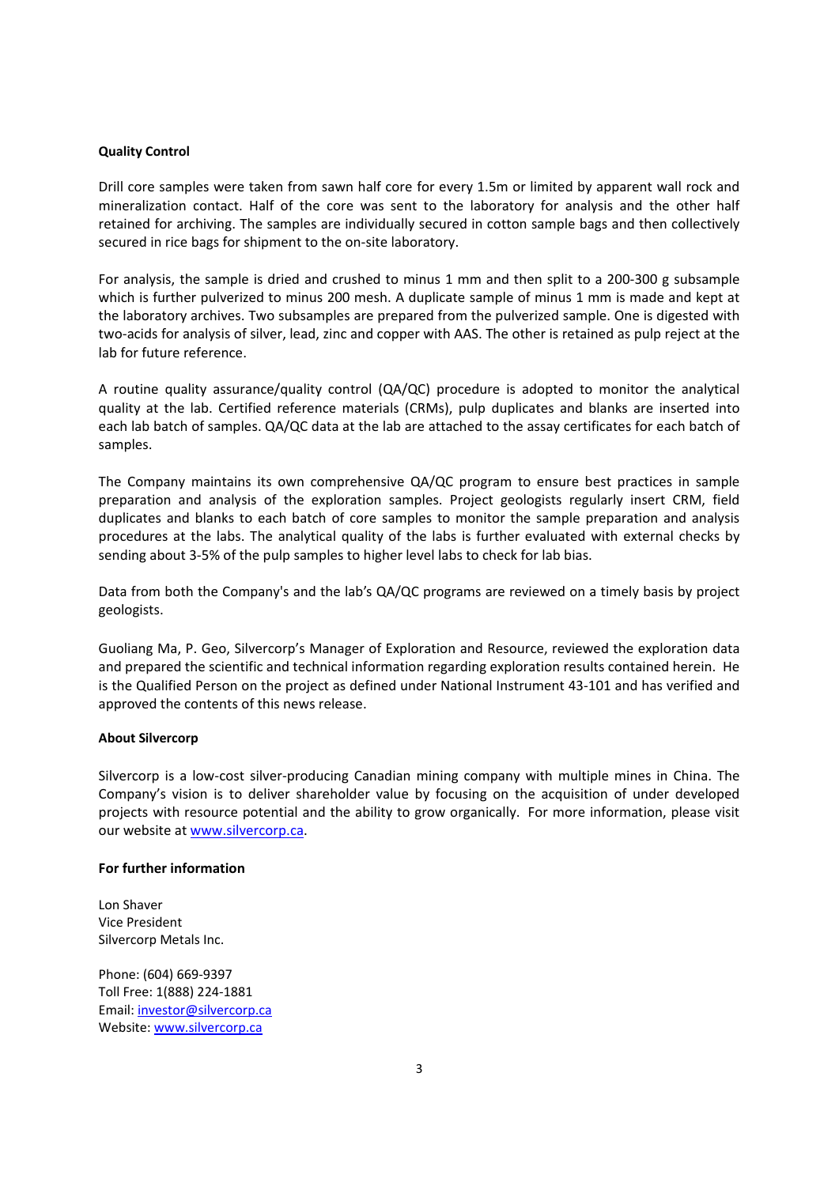**Quality Control**

Drill core samples were taken from sawn half core for every 1.5m or limited by apparent wall rock and mineralization contact. Half of the core was sent to the laboratory for analysis and the other half retained for archiving. The samples are individually secured in cotton sample bags and then collectively secured in rice bags for shipment to the on-site laboratory.

For analysis, the sample is dried and crushed to minus 1 mm and then split to a 200-300 g subsample which is further pulverized to minus 200 mesh. A duplicate sample of minus 1 mm is made and kept at the laboratory archives. Two subsamples are prepared from the pulverized sample. One is digested with two-acids for analysis of silver, lead, zinc and copper with AAS. The other is retained as pulp reject at the lab for future reference.

A routine quality assurance/quality control (QA/QC) procedure is adopted to monitor the analytical quality at the lab. Certified reference materials (CRMs), pulp duplicates and blanks are inserted into each lab batch of samples. QA/QC data at the lab are attached to the assay certificates for each batch of samples.

The Company maintains its own comprehensive QA/QC program to ensure best practices in sample preparation and analysis of the exploration samples. Project geologists regularly insert CRM, field duplicates and blanks to each batch of core samples to monitor the sample preparation and analysis procedures at the labs. The analytical quality of the labs is further evaluated with external checks by sending about 3-5% of the pulp samples to higher level labs to check for lab bias.

Data from both the Company's and the lab's QA/QC programs are reviewed on a timely basis by project geologists.

Guoliang Ma, P. Geo, Silvercorp's Manager of Exploration and Resource, reviewed the exploration data and prepared the scientific and technical information regarding exploration results contained herein. He is the Qualified Person on the project as defined under National Instrument 43-101 and has verified and approved the contents of this news release.

**About Silvercorp**

Silvercorp is a low-cost silver-producing Canadian mining company with multiple mines in China. The Company's vision is to deliver shareholder value by focusing on the acquisition of under developed projects with resource potential and the ability to grow organically. For more information, please visit our website at www.silvercorp.ca.

**For further information**

Lon Shaver
Vice President
Silvercorp Metals Inc.

Phone: (604) 669-9397
Toll Free: 1(888) 224-1881
Email: investor@silvercorp.ca
Website: www.silvercorp.ca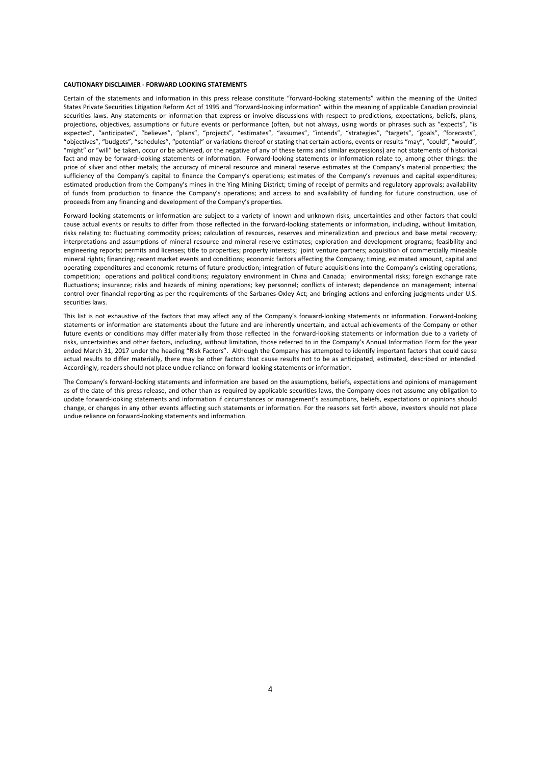**CAUTIONARY DISCLAIMER - FORWARD LOOKING STATEMENTS**

Certain of the statements and information in this press release constitute "forward-looking statements" within the meaning of the United States Private Securities Litigation Reform Act of 1995 and "forward-looking information" within the meaning of applicable Canadian provincial securities laws. Any statements or information that express or involve discussions with respect to predictions, expectations, beliefs, plans, projections, objectives, assumptions or future events or performance (often, but not always, using words or phrases such as "expects", "is expected", "anticipates", "believes", "plans", "projects", "estimates", "assumes", "intends", "strategies", "targets", "goals", "forecasts", "objectives", "budgets", "schedules", "potential" or variations thereof or stating that certain actions, events or results "may", "could", "would", "might" or "will" be taken, occur or be achieved, or the negative of any of these terms and similar expressions) are not statements of historical fact and may be forward-looking statements or information. Forward-looking statements or information relate to, among other things: the price of silver and other metals; the accuracy of mineral resource and mineral reserve estimates at the Company's material properties; the sufficiency of the Company's capital to finance the Company's operations; estimates of the Company's revenues and capital expenditures; estimated production from the Company's mines in the Ying Mining District; timing of receipt of permits and regulatory approvals; availability of funds from production to finance the Company's operations; and access to and availability of funding for future construction, use of proceeds from any financing and development of the Company's properties.

Forward-looking statements or information are subject to a variety of known and unknown risks, uncertainties and other factors that could cause actual events or results to differ from those reflected in the forward-looking statements or information, including, without limitation, risks relating to: fluctuating commodity prices; calculation of resources, reserves and mineralization and precious and base metal recovery; interpretations and assumptions of mineral resource and mineral reserve estimates; exploration and development programs; feasibility and engineering reports; permits and licenses; title to properties; property interests; joint venture partners; acquisition of commercially mineable mineral rights; financing; recent market events and conditions; economic factors affecting the Company; timing, estimated amount, capital and operating expenditures and economic returns of future production; integration of future acquisitions into the Company's existing operations; competition; operations and political conditions; regulatory environment in China and Canada; environmental risks; foreign exchange rate fluctuations; insurance; risks and hazards of mining operations; key personnel; conflicts of interest; dependence on management; internal control over financial reporting as per the requirements of the Sarbanes-Oxley Act; and bringing actions and enforcing judgments under U.S. securities laws.

This list is not exhaustive of the factors that may affect any of the Company's forward-looking statements or information. Forward-looking statements or information are statements about the future and are inherently uncertain, and actual achievements of the Company or other future events or conditions may differ materially from those reflected in the forward-looking statements or information due to a variety of risks, uncertainties and other factors, including, without limitation, those referred to in the Company's Annual Information Form for the year ended March 31, 2017 under the heading "Risk Factors". Although the Company has attempted to identify important factors that could cause actual results to differ materially, there may be other factors that cause results not to be as anticipated, estimated, described or intended. Accordingly, readers should not place undue reliance on forward-looking statements or information.

The Company's forward-looking statements and information are based on the assumptions, beliefs, expectations and opinions of management as of the date of this press release, and other than as required by applicable securities laws, the Company does not assume any obligation to update forward-looking statements and information if circumstances or management's assumptions, beliefs, expectations or opinions should change, or changes in any other events affecting such statements or information. For the reasons set forth above, investors should not place undue reliance on forward-looking statements and information.